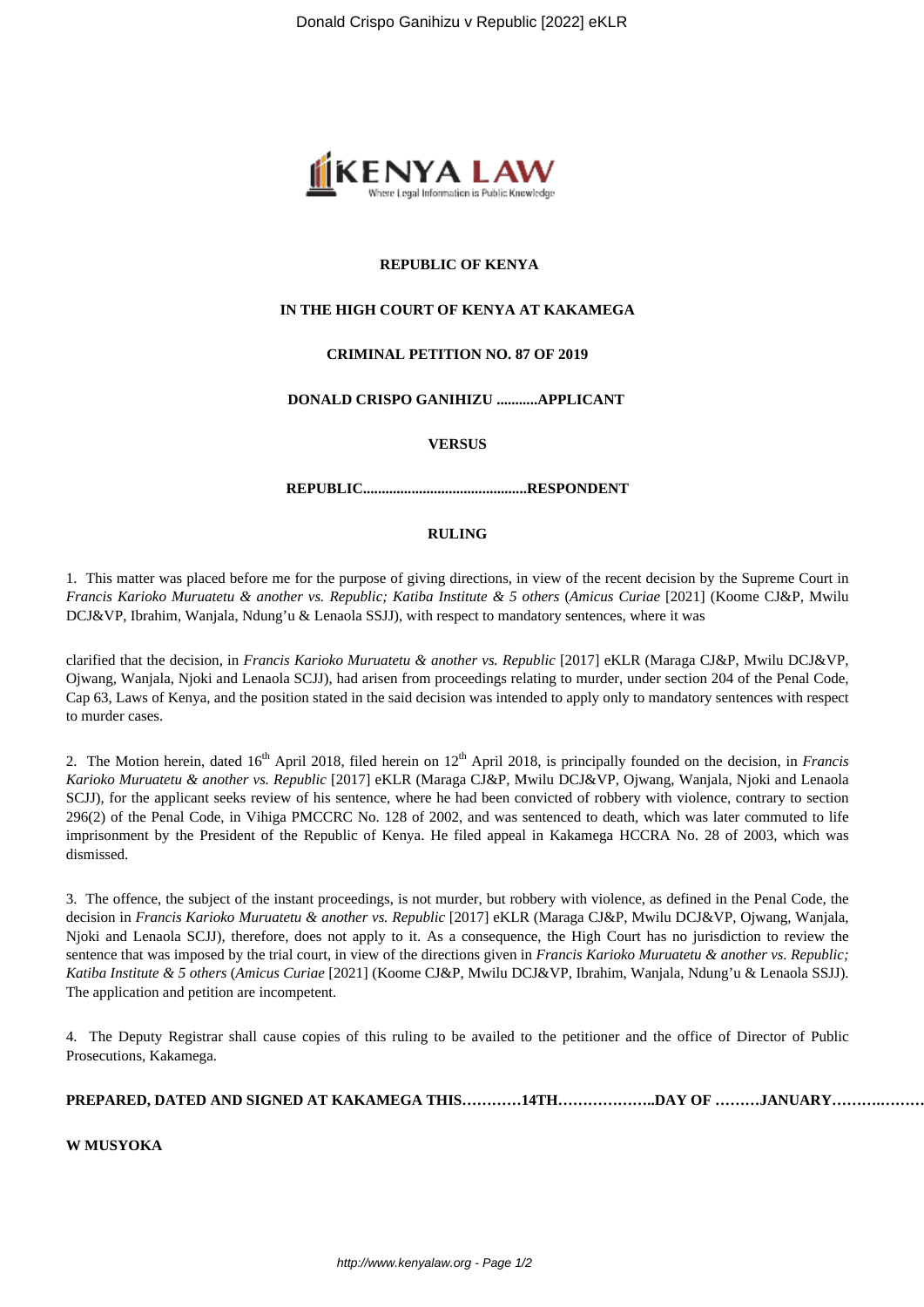**REPUBLIC OF KENYA**

**IN THE HIGH COURT OF KENYA AT KAKAMEGA**

**CRIMINAL PETITION NO. 87 OF 2019**

**DONALD CRISPO GANIHIZU ...........APPLICANT**

**VERSUS**

**REPUBLIC...........................................RESPONDENT**

**RULING**

1. This matter was placed before me for the purpose of giving directions, in view of the recent decision by the Supreme Court in *Francis Karioko Muruatetu & another vs. Republic; Katiba Institute & 5 others* (*Amicus Curiae* [2021] (Koome CJ&P, Mwilu DCJ&VP, Ibrahim, Wanjala, Ndung'u & Lenaola SSJJ), with respect to mandatory sentences, where it was clarified that the decision, in *Francis Karioko Muruatetu & another vs. Republic* [2017] eKLR (Maraga CJ&P, Mwilu DCJ&VP, Ojwang, Wanjala, Njoki and Lenaola SCJJ), had arisen from proceedings relating to murder, under section 204 of the Penal Code, Cap 63, Laws of Kenya, and the position stated in the said decision was intended to apply only to mandatory sentences with respect to murder cases.

2. The Motion herein, dated 16th April 2018, filed herein on 12th April 2018, is principally founded on the decision, in *Francis Karioko Muruatetu & another vs. Republic* [2017] eKLR (Maraga CJ&P, Mwilu DCJ&VP, Ojwang, Wanjala, Njoki and Lenaola SCJJ), for the applicant seeks review of his sentence, where he had been convicted of robbery with violence, contrary to section 296(2) of the Penal Code, in Vihiga PMCCRC No. 128 of 2002, and was sentenced to death, which was later commuted to life imprisonment by the President of the Republic of Kenya. He filed appeal in Kakamega HCCRA No. 28 of 2003, which was dismissed.

3. The offence, the subject of the instant proceedings, is not murder, but robbery with violence, as defined in the Penal Code, the decision in *Francis Karioko Muruatetu & another vs. Republic* [2017] eKLR (Maraga CJ&P, Mwilu DCJ&VP, Ojwang, Wanjala, Njoki and Lenaola SCJJ), therefore, does not apply to it. As a consequence, the High Court has no jurisdiction to review the sentence that was imposed by the trial court, in view of the directions given in *Francis Karioko Muruatetu & another vs. Republic; Katiba Institute & 5 others* (*Amicus Curiae* [2021] (Koome CJ&P, Mwilu DCJ&VP, Ibrahim, Wanjala, Ndung'u & Lenaola SSJJ). The application and petition are incompetent.

4. The Deputy Registrar shall cause copies of this ruling to be availed to the petitioner and the office of Director of Public Prosecutions, Kakamega.

**PREPARED, DATED AND SIGNED AT KAKAMEGA THIS…………14TH………………..DAY OF ………JANUARY……….………**

**W MUSYOKA**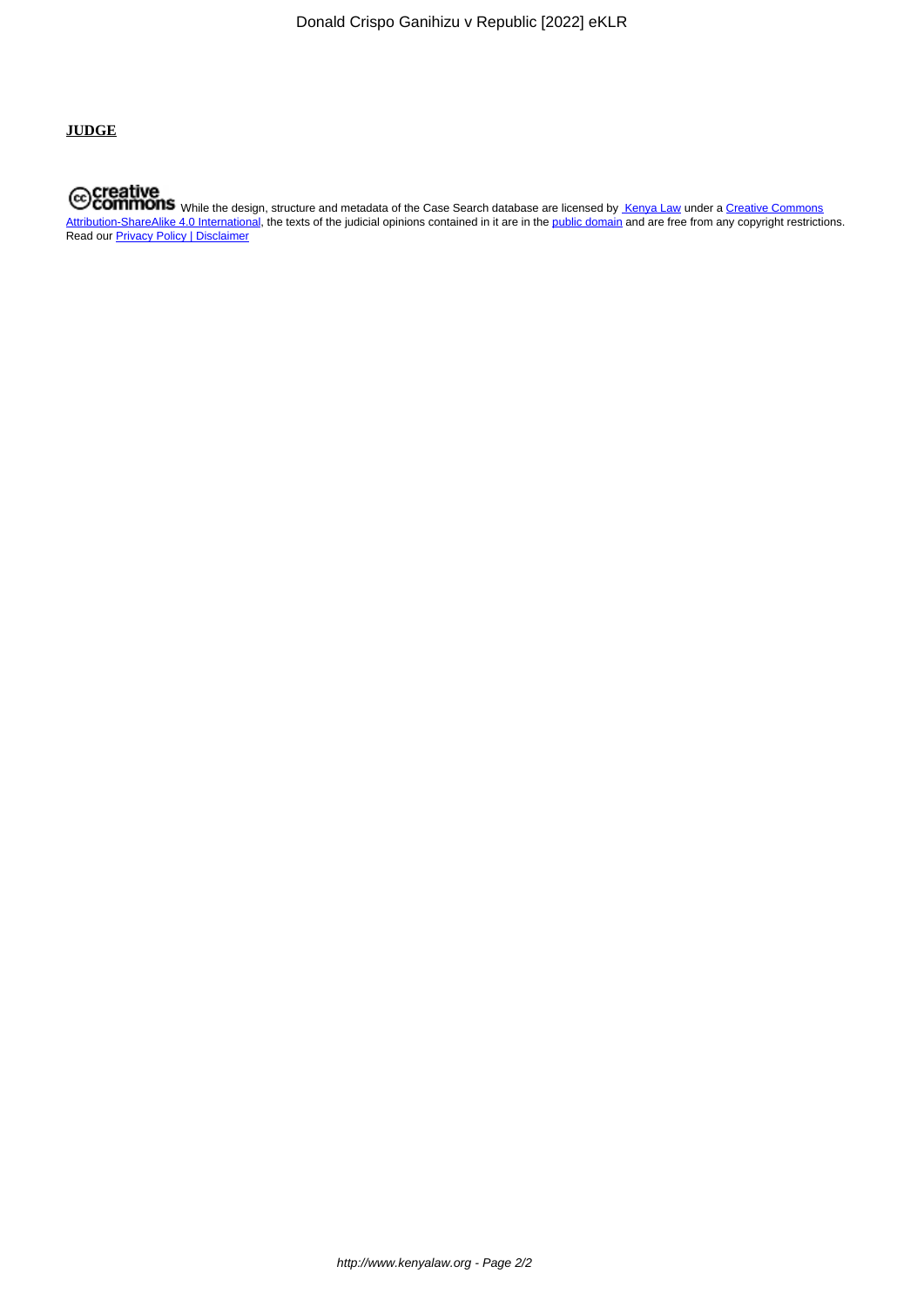**JUDGE**

While the design, structure and metadata of the Case Search database are licensed by [Kenya Law](#) under a [Creative Commons Attribution-ShareAlike 4.0 International](#), the texts of the judicial opinions contained in it are in the [public domain](#) and are free from any copyright restrictions. Read our [Privacy Policy | Disclaimer](#)